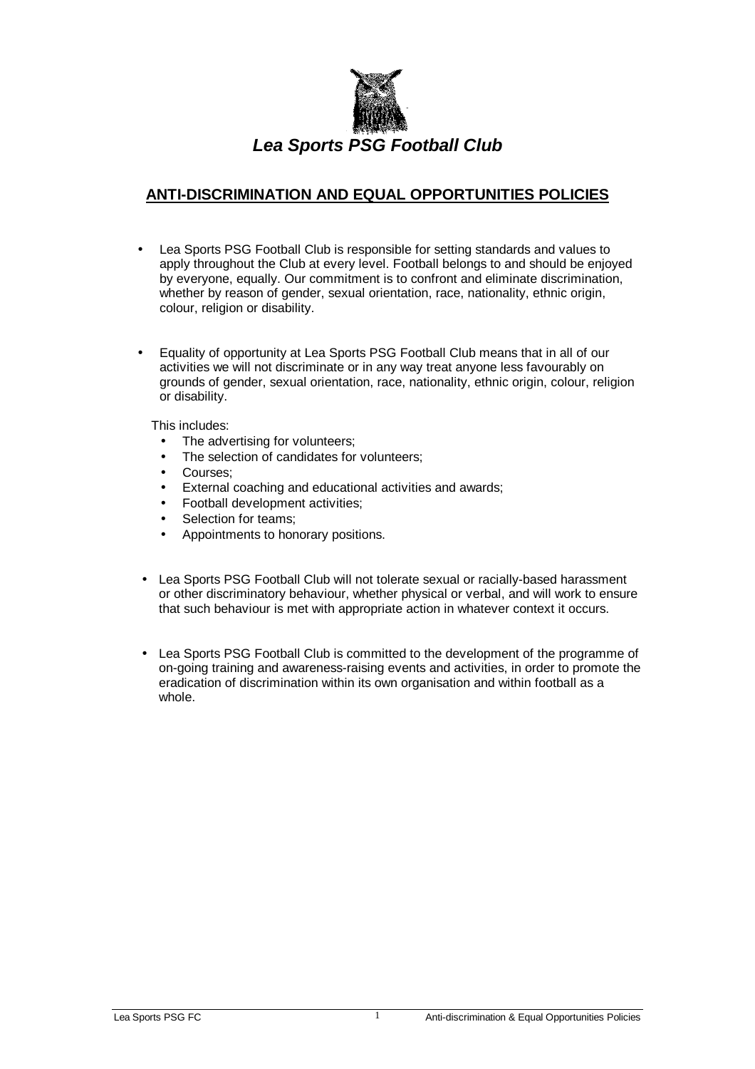***Lea Sports PSG Football Club***

## ANTI-DISCRIMINATION AND EQUAL OPPORTUNITIES POLICIES

- Lea Sports PSG Football Club is responsible for setting standards and values to apply throughout the Club at every level. Football belongs to and should be enjoyed by everyone, equally. Our commitment is to confront and eliminate discrimination, whether by reason of gender, sexual orientation, race, nationality, ethnic origin, colour, religion or disability.

- Equality of opportunity at Lea Sports PSG Football Club means that in all of our activities we will not discriminate or in any way treat anyone less favourably on grounds of gender, sexual orientation, race, nationality, ethnic origin, colour, religion or disability.

  This includes:
  - The advertising for volunteers;
  - The selection of candidates for volunteers;
  - Courses;
  - External coaching and educational activities and awards;
  - Football development activities;
  - Selection for teams;
  - Appointments to honorary positions.

- Lea Sports PSG Football Club will not tolerate sexual or racially-based harassment or other discriminatory behaviour, whether physical or verbal, and will work to ensure that such behaviour is met with appropriate action in whatever context it occurs.

- Lea Sports PSG Football Club is committed to the development of the programme of on-going training and awareness-raising events and activities, in order to promote the eradication of discrimination within its own organisation and within football as a whole.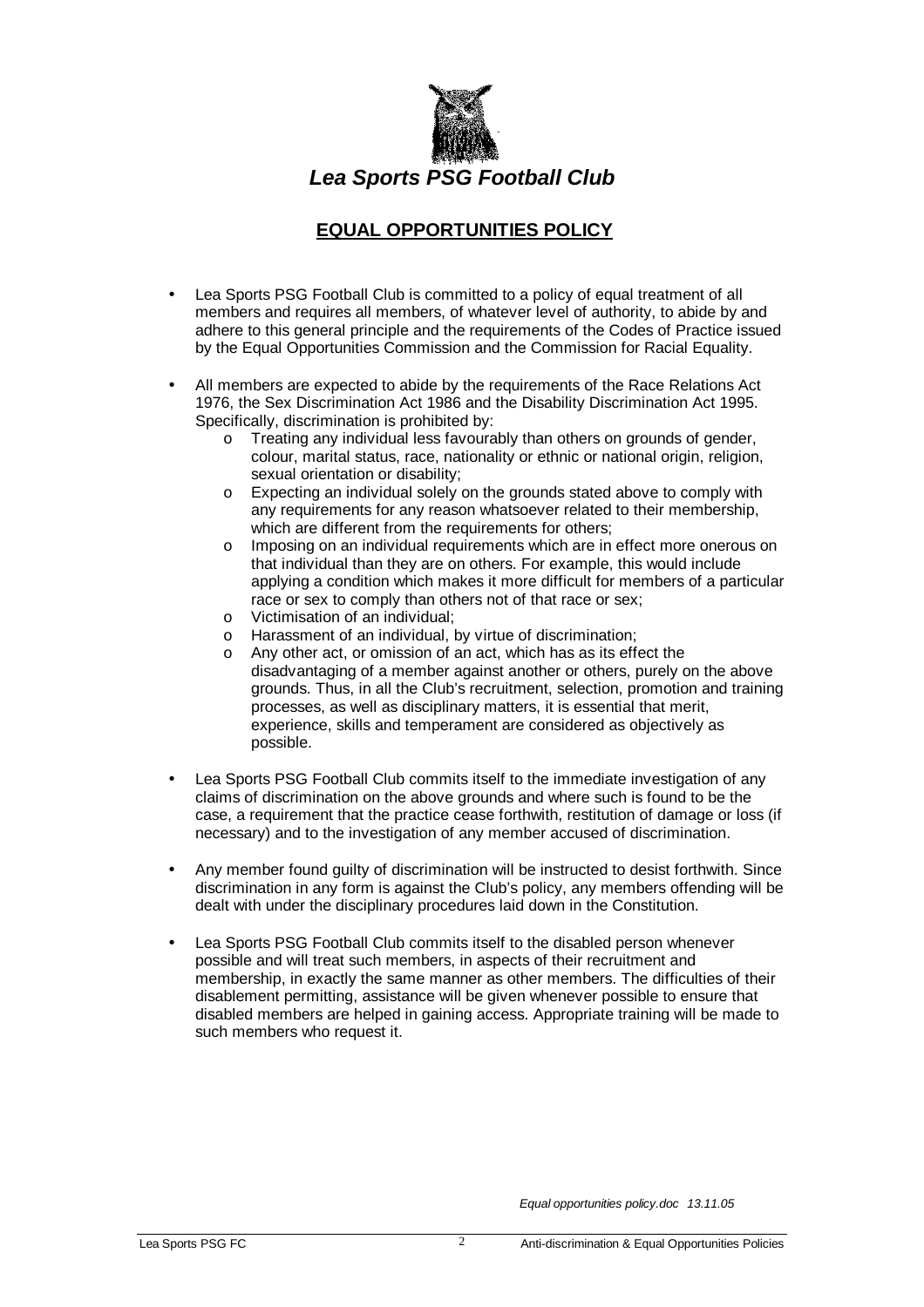# *Lea Sports PSG Football Club*

## EQUAL OPPORTUNITIES POLICY

- Lea Sports PSG Football Club is committed to a policy of equal treatment of all members and requires all members, of whatever level of authority, to abide by and adhere to this general principle and the requirements of the Codes of Practice issued by the Equal Opportunities Commission and the Commission for Racial Equality.
- All members are expected to abide by the requirements of the Race Relations Act 1976, the Sex Discrimination Act 1986 and the Disability Discrimination Act 1995. Specifically, discrimination is prohibited by:
  - Treating any individual less favourably than others on grounds of gender, colour, marital status, race, nationality or ethnic or national origin, religion, sexual orientation or disability;
  - Expecting an individual solely on the grounds stated above to comply with any requirements for any reason whatsoever related to their membership, which are different from the requirements for others;
  - Imposing on an individual requirements which are in effect more onerous on that individual than they are on others. For example, this would include applying a condition which makes it more difficult for members of a particular race or sex to comply than others not of that race or sex;
  - Victimisation of an individual;
  - Harassment of an individual, by virtue of discrimination;
  - Any other act, or omission of an act, which has as its effect the disadvantaging of a member against another or others, purely on the above grounds. Thus, in all the Club's recruitment, selection, promotion and training processes, as well as disciplinary matters, it is essential that merit, experience, skills and temperament are considered as objectively as possible.
- Lea Sports PSG Football Club commits itself to the immediate investigation of any claims of discrimination on the above grounds and where such is found to be the case, a requirement that the practice cease forthwith, restitution of damage or loss (if necessary) and to the investigation of any member accused of discrimination.
- Any member found guilty of discrimination will be instructed to desist forthwith. Since discrimination in any form is against the Club's policy, any members offending will be dealt with under the disciplinary procedures laid down in the Constitution.
- Lea Sports PSG Football Club commits itself to the disabled person whenever possible and will treat such members, in aspects of their recruitment and membership, in exactly the same manner as other members. The difficulties of their disablement permitting, assistance will be given whenever possible to ensure that disabled members are helped in gaining access. Appropriate training will be made to such members who request it.

*Equal opportunities policy.doc 13.11.05*